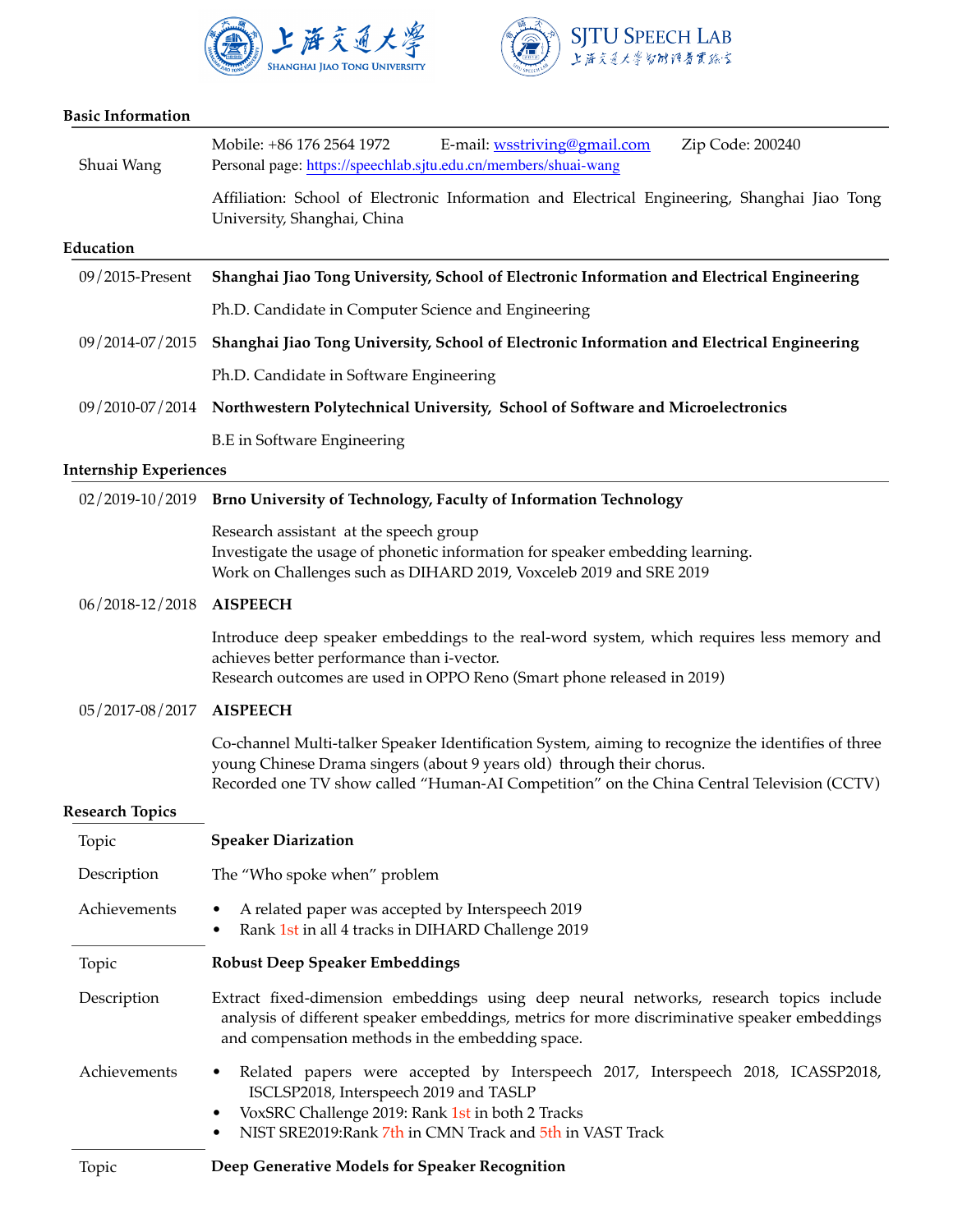## Basic Information

**Shuai Wang**

Mobile: +86 176 2564 1972 E-mail: wsstriving@gmail.com Zip Code: 200240
Personal page: https://speechlab.sjtu.edu.cn/members/shuai-wang

Affiliation: School of Electronic Information and Electrical Engineering, Shanghai Jiao Tong University, Shanghai, China

## Education

**09/2015-Present** **Shanghai Jiao Tong University, School of Electronic Information and Electrical Engineering**

Ph.D. Candidate in Computer Science and Engineering

**09/2014-07/2015** **Shanghai Jiao Tong University, School of Electronic Information and Electrical Engineering**

Ph.D. Candidate in Software Engineering

**09/2010-07/2014** **Northwestern Polytechnical University, School of Software and Microelectronics**

B.E in Software Engineering

## Internship Experiences

**02/2019-10/2019** **Brno University of Technology, Faculty of Information Technology**

Research assistant at the speech group
Investigate the usage of phonetic information for speaker embedding learning.
Work on Challenges such as DIHARD 2019, Voxceleb 2019 and SRE 2019

**06/2018-12/2018** **AISPEECH**

Introduce deep speaker embeddings to the real-word system, which requires less memory and achieves better performance than i-vector.
Research outcomes are used in OPPO Reno (Smart phone released in 2019)

**05/2017-08/2017** **AISPEECH**

Co-channel Multi-talker Speaker Identification System, aiming to recognize the identifies of three young Chinese Drama singers (about 9 years old) through their chorus.
Recorded one TV show called "Human-AI Competition" on the China Central Television (CCTV)

## Research Topics

| | |
|---|---|
| Topic | **Speaker Diarization** |
| Description | The "Who spoke when" problem |
| Achievements | • A related paper was accepted by Interspeech 2019<br>• Rank 1st in all 4 tracks in DIHARD Challenge 2019 |
| Topic | **Robust Deep Speaker Embeddings** |
| Description | Extract fixed-dimension embeddings using deep neural networks, research topics include analysis of different speaker embeddings, metrics for more discriminative speaker embeddings and compensation methods in the embedding space. |
| Achievements | • Related papers were accepted by Interspeech 2017, Interspeech 2018, ICASSP2018, ISCLSP2018, Interspeech 2019 and TASLP<br>• VoxSRC Challenge 2019: Rank 1st in both 2 Tracks<br>• NIST SRE2019:Rank 7th in CMN Track and 5th in VAST Track |
| Topic | **Deep Generative Models for Speaker Recognition** |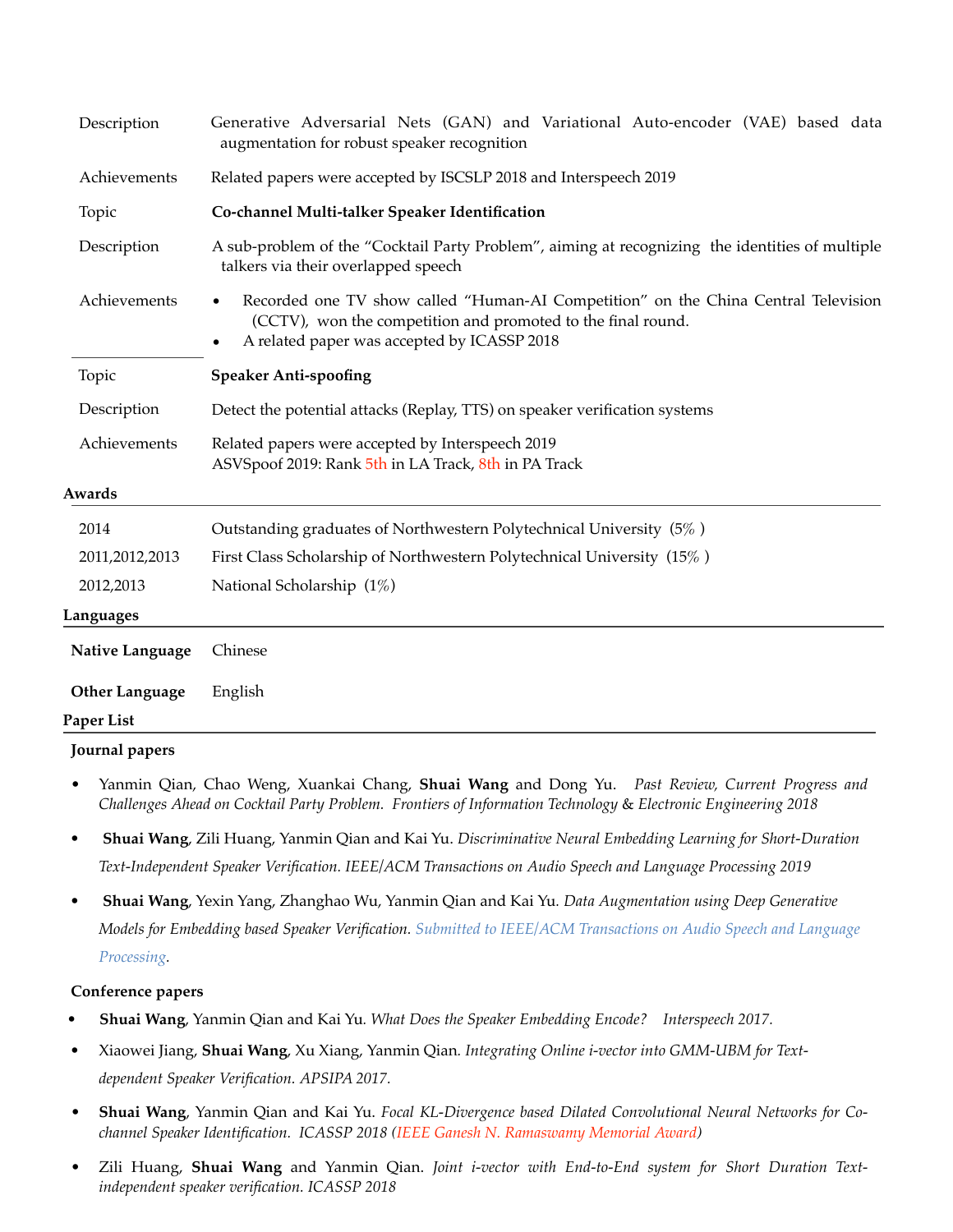| | |
|---|---|
| Description | Generative Adversarial Nets (GAN) and Variational Auto-encoder (VAE) based data augmentation for robust speaker recognition |
| Achievements | Related papers were accepted by ISCSLP 2018 and Interspeech 2019 |
| Topic | **Co-channel Multi-talker Speaker Identification** |
| Description | A sub-problem of the "Cocktail Party Problem", aiming at recognizing the identities of multiple talkers via their overlapped speech |
| Achievements | • Recorded one TV show called "Human-AI Competition" on the China Central Television (CCTV), won the competition and promoted to the final round. • A related paper was accepted by ICASSP 2018 |
| Topic | **Speaker Anti-spoofing** |
| Description | Detect the potential attacks (Replay, TTS) on speaker verification systems |
| Achievements | Related papers were accepted by Interspeech 2019 ASVSpoof 2019: Rank 5th in LA Track, 8th in PA Track |

## Awards

| | |
|---|---|
| 2014 | Outstanding graduates of Northwestern Polytechnical University (5%) |
| 2011,2012,2013 | First Class Scholarship of Northwestern Polytechnical University (15%) |
| 2012,2013 | National Scholarship (1%) |

## Languages

| | |
|---|---|
| **Native Language** | Chinese |
| **Other Language** | English |

## Paper List

### Journal papers

- Yanmin Qian, Chao Weng, Xuankai Chang, **Shuai Wang** and Dong Yu. *Past Review, Current Progress and Challenges Ahead on Cocktail Party Problem. Frontiers of Information Technology & Electronic Engineering 2018*
- **Shuai Wang**, Zili Huang, Yanmin Qian and Kai Yu. *Discriminative Neural Embedding Learning for Short-Duration Text-Independent Speaker Verification. IEEE/ACM Transactions on Audio Speech and Language Processing 2019*
- **Shuai Wang**, Yexin Yang, Zhanghao Wu, Yanmin Qian and Kai Yu. *Data Augmentation using Deep Generative Models for Embedding based Speaker Verification. Submitted to IEEE/ACM Transactions on Audio Speech and Language Processing*.

### Conference papers

- **Shuai Wang**, Yanmin Qian and Kai Yu. *What Does the Speaker Embedding Encode? Interspeech 2017.*
- Xiaowei Jiang, **Shuai Wang**, Xu Xiang, Yanmin Qian. *Integrating Online i-vector into GMM-UBM for Text-dependent Speaker Verification. APSIPA 2017.*
- **Shuai Wang**, Yanmin Qian and Kai Yu. *Focal KL-Divergence based Dilated Convolutional Neural Networks for Co-channel Speaker Identification. ICASSP 2018 (IEEE Ganesh N. Ramaswamy Memorial Award)*
- Zili Huang, **Shuai Wang** and Yanmin Qian. *Joint i-vector with End-to-End system for Short Duration Text-independent speaker verification. ICASSP 2018*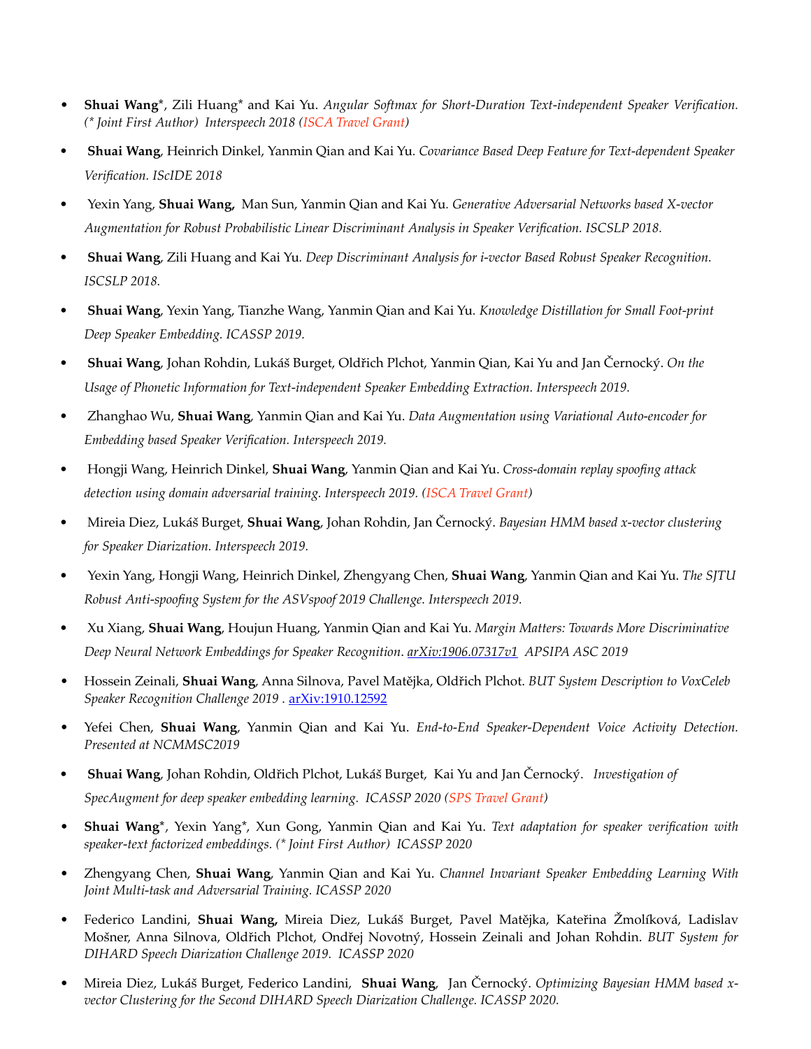- **Shuai Wang***, Zili Huang* and Kai Yu. *Angular Softmax for Short-Duration Text-independent Speaker Verification. (* Joint First Author) Interspeech 2018 (ISCA Travel Grant)*

- **Shuai Wang**, Heinrich Dinkel, Yanmin Qian and Kai Yu. *Covariance Based Deep Feature for Text-dependent Speaker Verification. IScIDE 2018*

- Yexin Yang, **Shuai Wang,** Man Sun, Yanmin Qian and Kai Yu. *Generative Adversarial Networks based X-vector Augmentation for Robust Probabilistic Linear Discriminant Analysis in Speaker Verification. ISCSLP 2018.*

- **Shuai Wang**, Zili Huang and Kai Yu. *Deep Discriminant Analysis for i-vector Based Robust Speaker Recognition. ISCSLP 2018.*

- **Shuai Wang**, Yexin Yang, Tianzhe Wang, Yanmin Qian and Kai Yu. *Knowledge Distillation for Small Foot-print Deep Speaker Embedding. ICASSP 2019.*

- **Shuai Wang**, Johan Rohdin, Lukáš Burget, Oldřich Plchot, Yanmin Qian, Kai Yu and Jan Černocký. *On the Usage of Phonetic Information for Text-independent Speaker Embedding Extraction. Interspeech 2019.*

- Zhanghao Wu, **Shuai Wang**, Yanmin Qian and Kai Yu. *Data Augmentation using Variational Auto-encoder for Embedding based Speaker Verification. Interspeech 2019.*

- Hongji Wang, Heinrich Dinkel, **Shuai Wang**, Yanmin Qian and Kai Yu. *Cross-domain replay spoofing attack detection using domain adversarial training. Interspeech 2019. (ISCA Travel Grant)*

- Mireia Diez, Lukáš Burget, **Shuai Wang**, Johan Rohdin, Jan Černocký. *Bayesian HMM based x-vector clustering for Speaker Diarization. Interspeech 2019.*

- Yexin Yang, Hongji Wang, Heinrich Dinkel, Zhengyang Chen, **Shuai Wang**, Yanmin Qian and Kai Yu. *The SJTU Robust Anti-spoofing System for the ASVspoof 2019 Challenge. Interspeech 2019.*

- Xu Xiang, **Shuai Wang**, Houjun Huang, Yanmin Qian and Kai Yu. *Margin Matters: Towards More Discriminative Deep Neural Network Embeddings for Speaker Recognition*. arXiv:1906.07317v1 *APSIPA ASC 2019*

- Hossein Zeinali, **Shuai Wang**, Anna Silnova, Pavel Matějka, Oldřich Plchot. *BUT System Description to VoxCeleb Speaker Recognition Challenge 2019 .* arXiv:1910.12592

- Yefei Chen, **Shuai Wang**, Yanmin Qian and Kai Yu. *End-to-End Speaker-Dependent Voice Activity Detection. Presented at NCMMSC2019*

- **Shuai Wang**, Johan Rohdin, Oldřich Plchot, Lukáš Burget, Kai Yu and Jan Černocký. *Investigation of SpecAugment for deep speaker embedding learning. ICASSP 2020 (SPS Travel Grant)*

- **Shuai Wang***, Yexin Yang*, Xun Gong, Yanmin Qian and Kai Yu. *Text adaptation for speaker verification with speaker-text factorized embeddings. (* Joint First Author) ICASSP 2020*

- Zhengyang Chen, **Shuai Wang**, Yanmin Qian and Kai Yu. *Channel Invariant Speaker Embedding Learning With Joint Multi-task and Adversarial Training. ICASSP 2020*

- Federico Landini, **Shuai Wang,** Mireia Diez, Lukáš Burget, Pavel Matějka, Kateřina Žmolíková, Ladislav Mošner, Anna Silnova, Oldřich Plchot, Ondřej Novotný, Hossein Zeinali and Johan Rohdin. *BUT System for DIHARD Speech Diarization Challenge 2019. ICASSP 2020*

- Mireia Diez, Lukáš Burget, Federico Landini, **Shuai Wang**, Jan Černocký. *Optimizing Bayesian HMM based x-vector Clustering for the Second DIHARD Speech Diarization Challenge. ICASSP 2020.*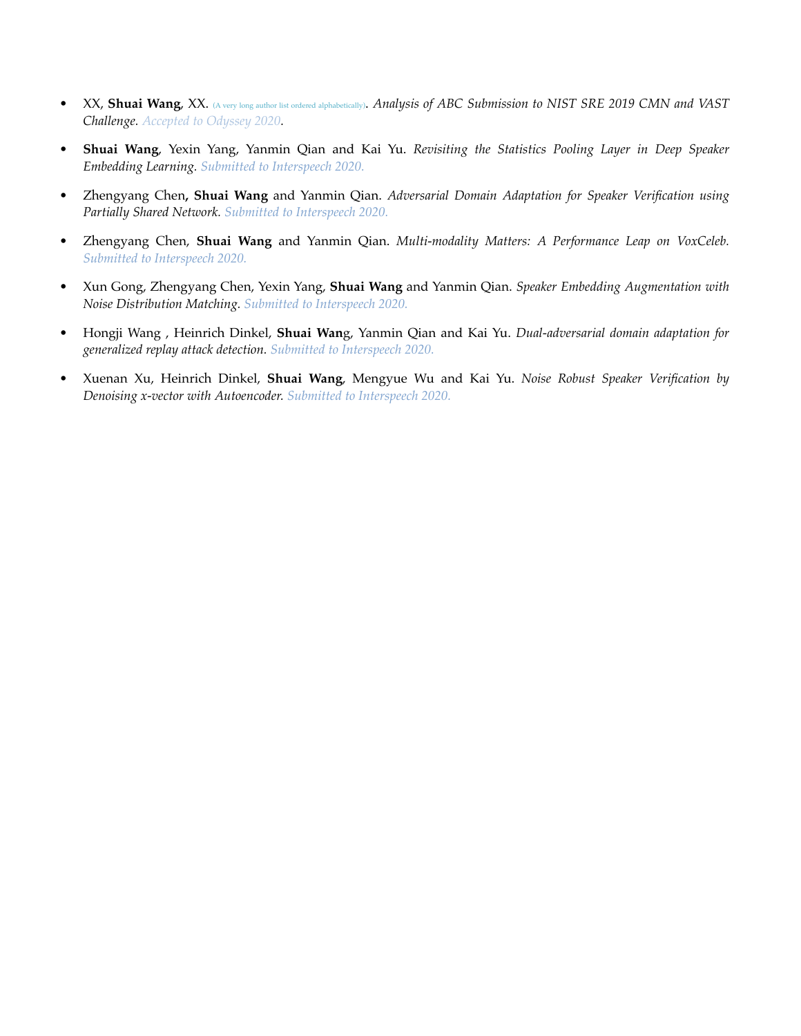- XX, **Shuai Wang**, XX. (A very long author list ordered alphabetically). *Analysis of ABC Submission to NIST SRE 2019 CMN and VAST Challenge*. *Accepted to Odyssey 2020*.

- **Shuai Wang**, Yexin Yang, Yanmin Qian and Kai Yu. *Revisiting the Statistics Pooling Layer in Deep Speaker Embedding Learning*. *Submitted to Interspeech 2020.*

- Zhengyang Chen**, Shuai Wang** and Yanmin Qian. *Adversarial Domain Adaptation for Speaker Verification using Partially Shared Network*. *Submitted to Interspeech 2020.*

- Zhengyang Chen, **Shuai Wang** and Yanmin Qian. *Multi-modality Matters: A Performance Leap on VoxCeleb*. *Submitted to Interspeech 2020.*

- Xun Gong, Zhengyang Chen, Yexin Yang, **Shuai Wang** and Yanmin Qian. *Speaker Embedding Augmentation with Noise Distribution Matching*. *Submitted to Interspeech 2020.*

- Hongji Wang , Heinrich Dinkel, **Shuai Wan**g, Yanmin Qian and Kai Yu. *Dual-adversarial domain adaptation for generalized replay attack detection*. *Submitted to Interspeech 2020.*

- Xuenan Xu, Heinrich Dinkel, **Shuai Wang**, Mengyue Wu and Kai Yu. *Noise Robust Speaker Verification by Denoising x-vector with Autoencoder*. *Submitted to Interspeech 2020.*